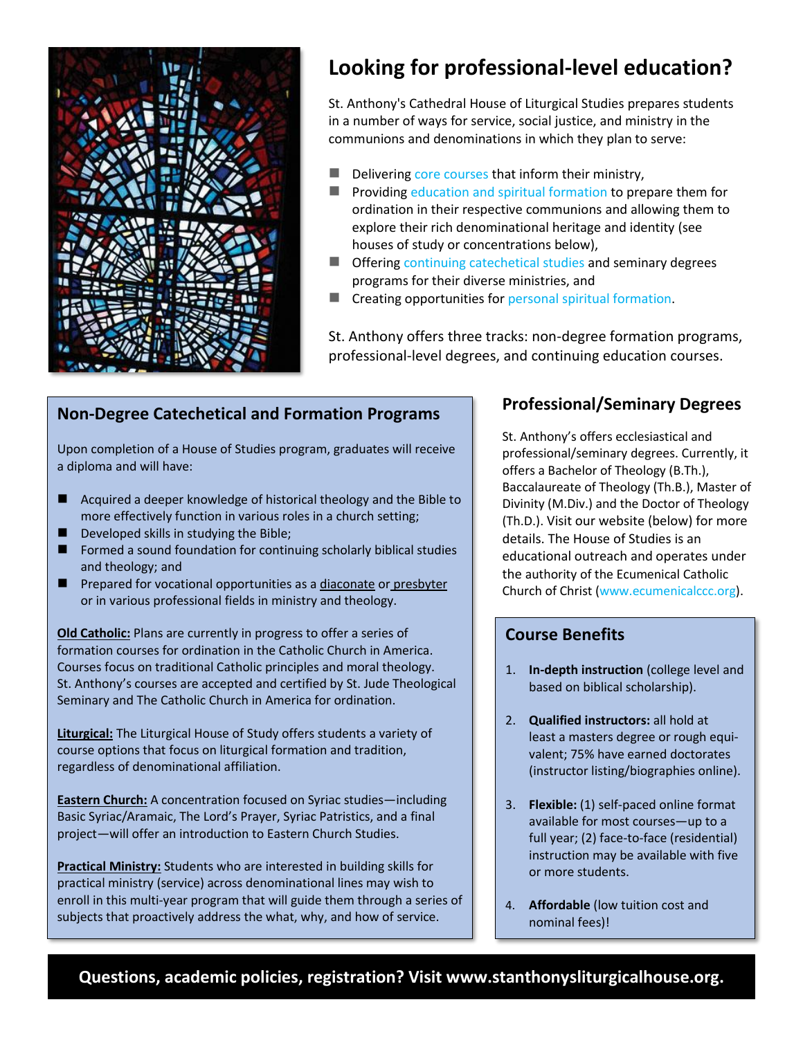# Looking for professional-level education?

St. Anthony's Cathedral House of Liturgical Studies prepares students in a number of ways for service, social justice, and ministry in the communions and denominations in which they plan to serve:

- Delivering core courses that inform their ministry,
- Providing education and spiritual formation to prepare them for ordination in their respective communions and allowing them to explore their rich denominational heritage and identity (see houses of study or concentrations below),
- Offering continuing catechetical studies and seminary degrees programs for their diverse ministries, and
- Creating opportunities for personal spiritual formation.

St. Anthony offers three tracks: non-degree formation programs, professional-level degrees, and continuing education courses.

## Non-Degree Catechetical and Formation Programs

Upon completion of a House of Studies program, graduates will receive a diploma and will have:

- Acquired a deeper knowledge of historical theology and the Bible to more effectively function in various roles in a church setting;
- Developed skills in studying the Bible;
- Formed a sound foundation for continuing scholarly biblical studies and theology; and
- Prepared for vocational opportunities as a diaconate or presbyter or in various professional fields in ministry and theology.

**Old Catholic:** Plans are currently in progress to offer a series of formation courses for ordination in the Catholic Church in America. Courses focus on traditional Catholic principles and moral theology. St. Anthony's courses are accepted and certified by St. Jude Theological Seminary and The Catholic Church in America for ordination.

**Liturgical:** The Liturgical House of Study offers students a variety of course options that focus on liturgical formation and tradition, regardless of denominational affiliation.

**Eastern Church:** A concentration focused on Syriac studies—including Basic Syriac/Aramaic, The Lord's Prayer, Syriac Patristics, and a final project—will offer an introduction to Eastern Church Studies.

**Practical Ministry:** Students who are interested in building skills for practical ministry (service) across denominational lines may wish to enroll in this multi-year program that will guide them through a series of subjects that proactively address the what, why, and how of service.

## Professional/Seminary Degrees

St. Anthony's offers ecclesiastical and professional/seminary degrees. Currently, it offers a Bachelor of Theology (B.Th.), Baccalaureate of Theology (Th.B.), Master of Divinity (M.Div.) and the Doctor of Theology (Th.D.). Visit our website (below) for more details. The House of Studies is an educational outreach and operates under the authority of the Ecumenical Catholic Church of Christ (www.ecumenicalccc.org).

## Course Benefits

1. **In-depth instruction** (college level and based on biblical scholarship).
2. **Qualified instructors:** all hold at least a masters degree or rough equivalent; 75% have earned doctorates (instructor listing/biographies online).
3. **Flexible:** (1) self-paced online format available for most courses—up to a full year; (2) face-to-face (residential) instruction may be available with five or more students.
4. **Affordable** (low tuition cost and nominal fees)!

**Questions, academic policies, registration? Visit www.stanthonysliturgicalhouse.org.**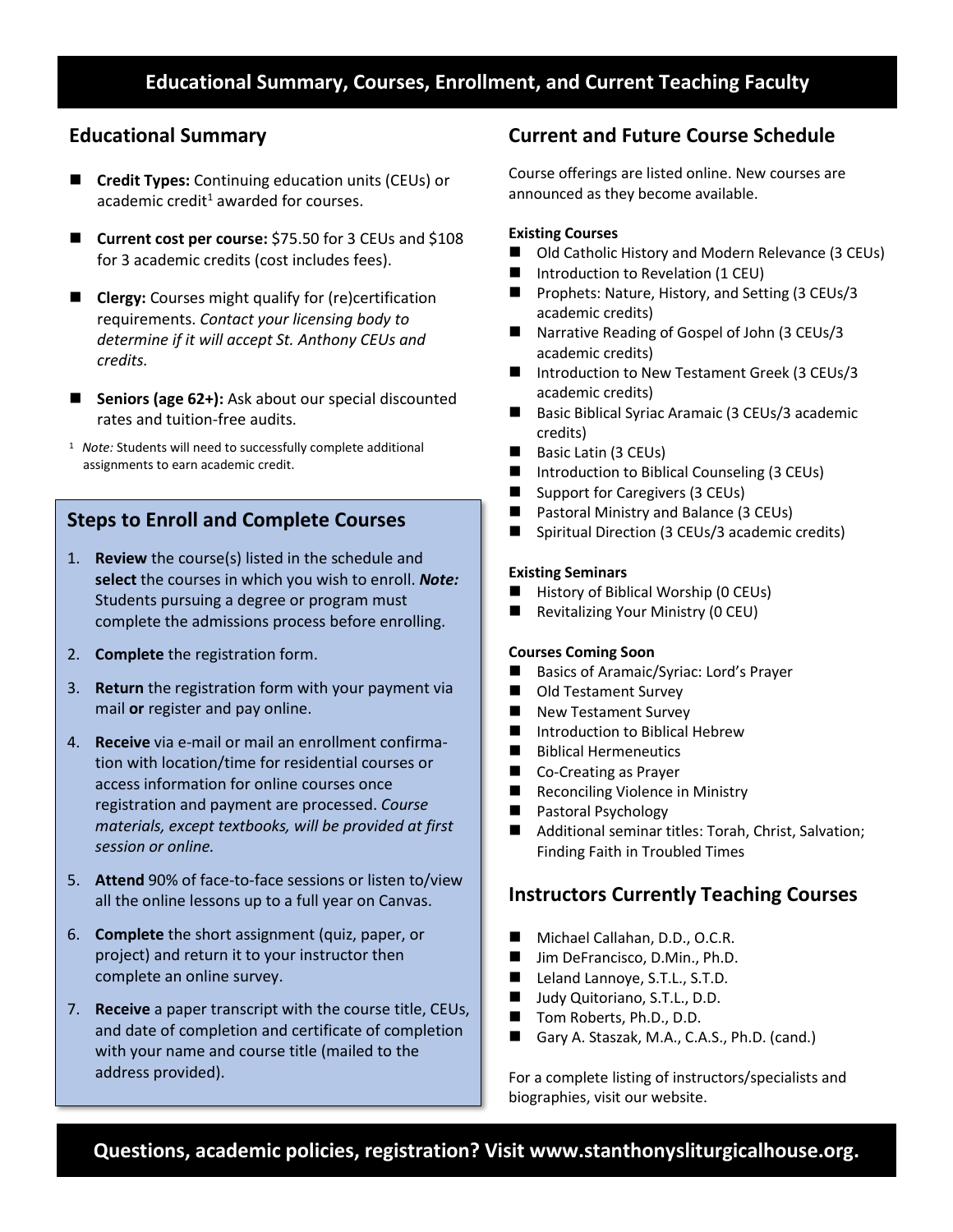# Educational Summary, Courses, Enrollment, and Current Teaching Faculty

## Educational Summary

- **Credit Types:** Continuing education units (CEUs) or academic credit[1] awarded for courses.
- **Current cost per course:** $75.50 for 3 CEUs and $108 for 3 academic credits (cost includes fees).
- **Clergy:** Courses might qualify for (re)certification requirements. *Contact your licensing body to determine if it will accept St. Anthony CEUs and credits.*
- **Seniors (age 62+):** Ask about our special discounted rates and tuition-free audits.

[1] *Note:* Students will need to successfully complete additional assignments to earn academic credit.

## Steps to Enroll and Complete Courses

1. **Review** the course(s) listed in the schedule and **select** the courses in which you wish to enroll. ***Note:*** Students pursuing a degree or program must complete the admissions process before enrolling.
2. **Complete** the registration form.
3. **Return** the registration form with your payment via mail **or** register and pay online.
4. **Receive** via e-mail or mail an enrollment confirmation with location/time for residential courses or access information for online courses once registration and payment are processed. *Course materials, except textbooks, will be provided at first session or online.*
5. **Attend** 90% of face-to-face sessions or listen to/view all the online lessons up to a full year on Canvas.
6. **Complete** the short assignment (quiz, paper, or project) and return it to your instructor then complete an online survey.
7. **Receive** a paper transcript with the course title, CEUs, and date of completion and certificate of completion with your name and course title (mailed to the address provided).

## Current and Future Course Schedule

Course offerings are listed online. New courses are announced as they become available.

**Existing Courses**

- Old Catholic History and Modern Relevance (3 CEUs)
- Introduction to Revelation (1 CEU)
- Prophets: Nature, History, and Setting (3 CEUs/3 academic credits)
- Narrative Reading of Gospel of John (3 CEUs/3 academic credits)
- Introduction to New Testament Greek (3 CEUs/3 academic credits)
- Basic Biblical Syriac Aramaic (3 CEUs/3 academic credits)
- Basic Latin (3 CEUs)
- Introduction to Biblical Counseling (3 CEUs)
- Support for Caregivers (3 CEUs)
- Pastoral Ministry and Balance (3 CEUs)
- Spiritual Direction (3 CEUs/3 academic credits)

**Existing Seminars**

- History of Biblical Worship (0 CEUs)
- Revitalizing Your Ministry (0 CEU)

**Courses Coming Soon**

- Basics of Aramaic/Syriac: Lord's Prayer
- Old Testament Survey
- New Testament Survey
- Introduction to Biblical Hebrew
- Biblical Hermeneutics
- Co-Creating as Prayer
- Reconciling Violence in Ministry
- Pastoral Psychology
- Additional seminar titles: Torah, Christ, Salvation; Finding Faith in Troubled Times

## Instructors Currently Teaching Courses

- Michael Callahan, D.D., O.C.R.
- Jim DeFrancisco, D.Min., Ph.D.
- Leland Lannoye, S.T.L., S.T.D.
- Judy Quitoriano, S.T.L., D.D.
- Tom Roberts, Ph.D., D.D.
- Gary A. Staszak, M.A., C.A.S., Ph.D. (cand.)

For a complete listing of instructors/specialists and biographies, visit our website.

**Questions, academic policies, registration? Visit www.stanthonysliturgicalhouse.org.**